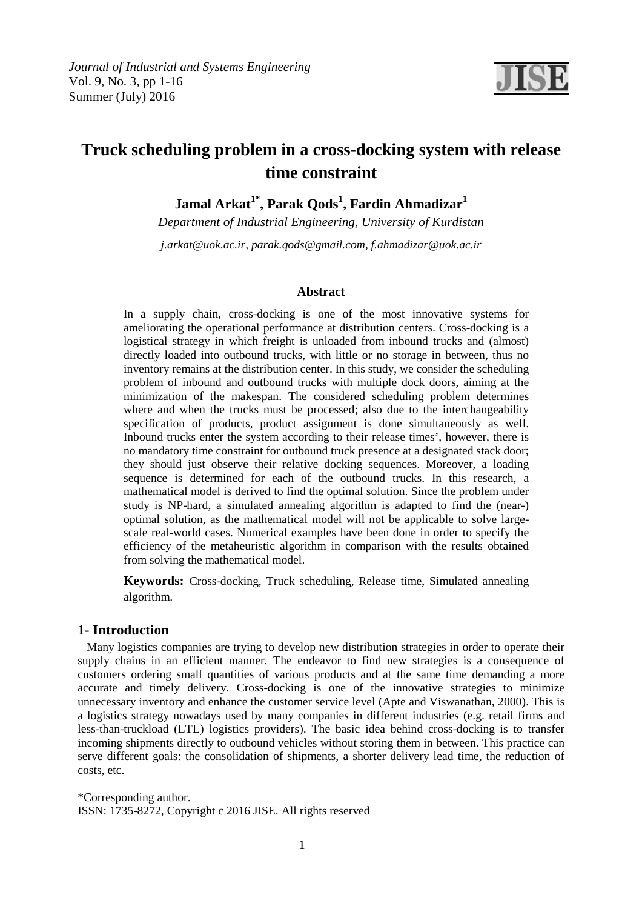# Truck scheduling problem in a cross-docking system with release time constraint

**Jamal Arkat[1*], Parak Qods[1], Fardin Ahmadizar[1]**

*Department of Industrial Engineering, University of Kurdistan*

*j.arkat@uok.ac.ir, parak.qods@gmail.com, f.ahmadizar@uok.ac.ir*

### Abstract

In a supply chain, cross-docking is one of the most innovative systems for ameliorating the operational performance at distribution centers. Cross-docking is a logistical strategy in which freight is unloaded from inbound trucks and (almost) directly loaded into outbound trucks, with little or no storage in between, thus no inventory remains at the distribution center. In this study, we consider the scheduling problem of inbound and outbound trucks with multiple dock doors, aiming at the minimization of the makespan. The considered scheduling problem determines where and when the trucks must be processed; also due to the interchangeability specification of products, product assignment is done simultaneously as well. Inbound trucks enter the system according to their release times', however, there is no mandatory time constraint for outbound truck presence at a designated stack door; they should just observe their relative docking sequences. Moreover, a loading sequence is determined for each of the outbound trucks. In this research, a mathematical model is derived to find the optimal solution. Since the problem under study is NP-hard, a simulated annealing algorithm is adapted to find the (near-) optimal solution, as the mathematical model will not be applicable to solve large-scale real-world cases. Numerical examples have been done in order to specify the efficiency of the metaheuristic algorithm in comparison with the results obtained from solving the mathematical model.

**Keywords:** Cross-docking, Truck scheduling, Release time, Simulated annealing algorithm.

## 1- Introduction

Many logistics companies are trying to develop new distribution strategies in order to operate their supply chains in an efficient manner. The endeavor to find new strategies is a consequence of customers ordering small quantities of various products and at the same time demanding a more accurate and timely delivery. Cross-docking is one of the innovative strategies to minimize unnecessary inventory and enhance the customer service level (Apte and Viswanathan, 2000). This is a logistics strategy nowadays used by many companies in different industries (e.g. retail firms and less-than-truckload (LTL) logistics providers). The basic idea behind cross-docking is to transfer incoming shipments directly to outbound vehicles without storing them in between. This practice can serve different goals: the consolidation of shipments, a shorter delivery lead time, the reduction of costs, etc.

---

*Corresponding author.

ISSN: 1735-8272, Copyright c 2016 JISE. All rights reserved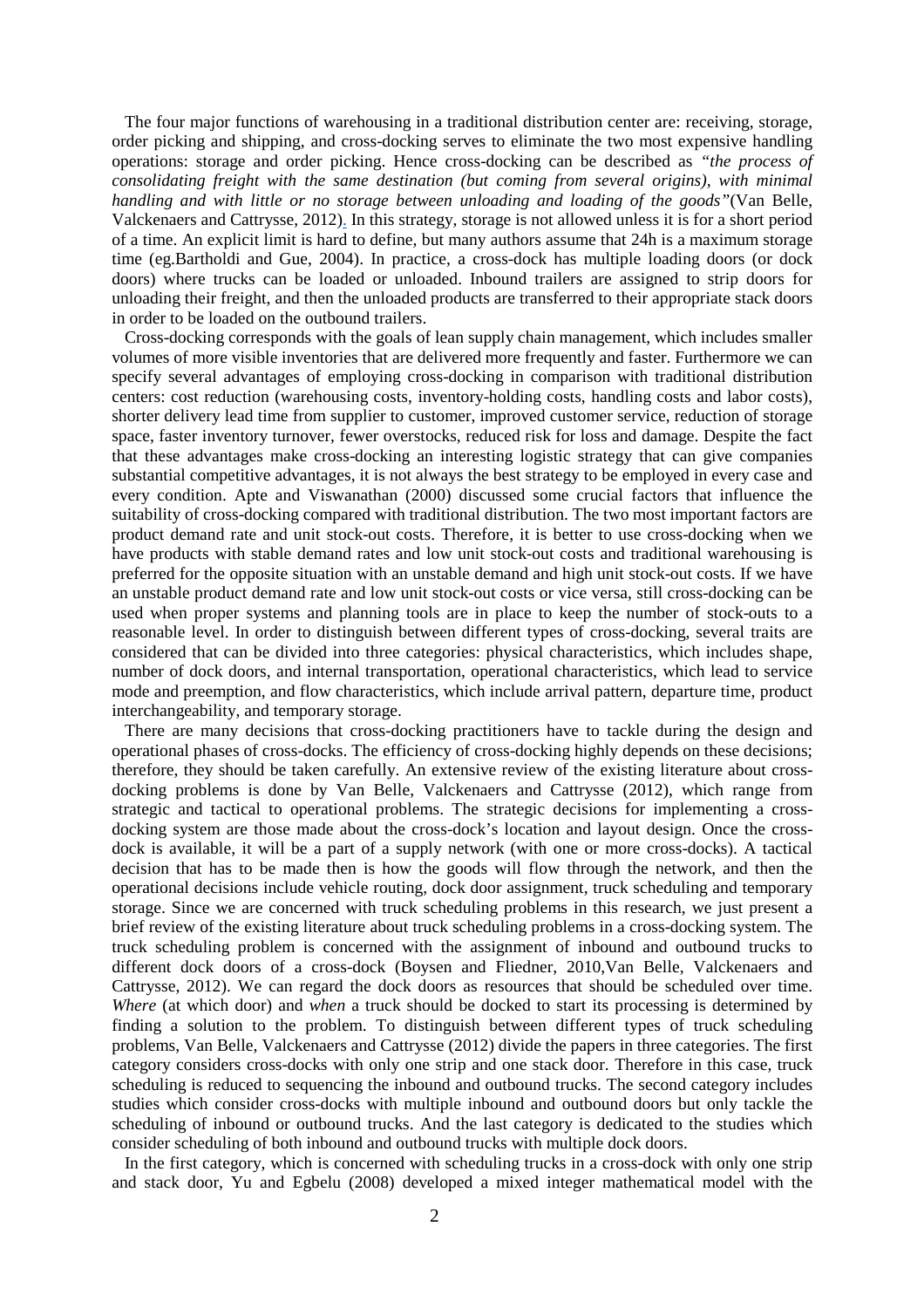The four major functions of warehousing in a traditional distribution center are: receiving, storage, order picking and shipping, and cross-docking serves to eliminate the two most expensive handling operations: storage and order picking. Hence cross-docking can be described as *"the process of consolidating freight with the same destination (but coming from several origins), with minimal handling and with little or no storage between unloading and loading of the goods"*(Van Belle, Valckenaers and Cattrysse, 2012). In this strategy, storage is not allowed unless it is for a short period of a time. An explicit limit is hard to define, but many authors assume that 24h is a maximum storage time (eg.Bartholdi and Gue, 2004). In practice, a cross-dock has multiple loading doors (or dock doors) where trucks can be loaded or unloaded. Inbound trailers are assigned to strip doors for unloading their freight, and then the unloaded products are transferred to their appropriate stack doors in order to be loaded on the outbound trailers.

Cross-docking corresponds with the goals of lean supply chain management, which includes smaller volumes of more visible inventories that are delivered more frequently and faster. Furthermore we can specify several advantages of employing cross-docking in comparison with traditional distribution centers: cost reduction (warehousing costs, inventory-holding costs, handling costs and labor costs), shorter delivery lead time from supplier to customer, improved customer service, reduction of storage space, faster inventory turnover, fewer overstocks, reduced risk for loss and damage. Despite the fact that these advantages make cross-docking an interesting logistic strategy that can give companies substantial competitive advantages, it is not always the best strategy to be employed in every case and every condition. Apte and Viswanathan (2000) discussed some crucial factors that influence the suitability of cross-docking compared with traditional distribution. The two most important factors are product demand rate and unit stock-out costs. Therefore, it is better to use cross-docking when we have products with stable demand rates and low unit stock-out costs and traditional warehousing is preferred for the opposite situation with an unstable demand and high unit stock-out costs. If we have an unstable product demand rate and low unit stock-out costs or vice versa, still cross-docking can be used when proper systems and planning tools are in place to keep the number of stock-outs to a reasonable level. In order to distinguish between different types of cross-docking, several traits are considered that can be divided into three categories: physical characteristics, which includes shape, number of dock doors, and internal transportation, operational characteristics, which lead to service mode and preemption, and flow characteristics, which include arrival pattern, departure time, product interchangeability, and temporary storage.

There are many decisions that cross-docking practitioners have to tackle during the design and operational phases of cross-docks. The efficiency of cross-docking highly depends on these decisions; therefore, they should be taken carefully. An extensive review of the existing literature about cross-docking problems is done by Van Belle, Valckenaers and Cattrysse (2012), which range from strategic and tactical to operational problems. The strategic decisions for implementing a cross-docking system are those made about the cross-dock's location and layout design. Once the cross-dock is available, it will be a part of a supply network (with one or more cross-docks). A tactical decision that has to be made then is how the goods will flow through the network, and then the operational decisions include vehicle routing, dock door assignment, truck scheduling and temporary storage. Since we are concerned with truck scheduling problems in this research, we just present a brief review of the existing literature about truck scheduling problems in a cross-docking system. The truck scheduling problem is concerned with the assignment of inbound and outbound trucks to different dock doors of a cross-dock (Boysen and Fliedner, 2010,Van Belle, Valckenaers and Cattrysse, 2012). We can regard the dock doors as resources that should be scheduled over time. *Where* (at which door) and *when* a truck should be docked to start its processing is determined by finding a solution to the problem. To distinguish between different types of truck scheduling problems, Van Belle, Valckenaers and Cattrysse (2012) divide the papers in three categories. The first category considers cross-docks with only one strip and one stack door. Therefore in this case, truck scheduling is reduced to sequencing the inbound and outbound trucks. The second category includes studies which consider cross-docks with multiple inbound and outbound doors but only tackle the scheduling of inbound or outbound trucks. And the last category is dedicated to the studies which consider scheduling of both inbound and outbound trucks with multiple dock doors.

In the first category, which is concerned with scheduling trucks in a cross-dock with only one strip and stack door, Yu and Egbelu (2008) developed a mixed integer mathematical model with the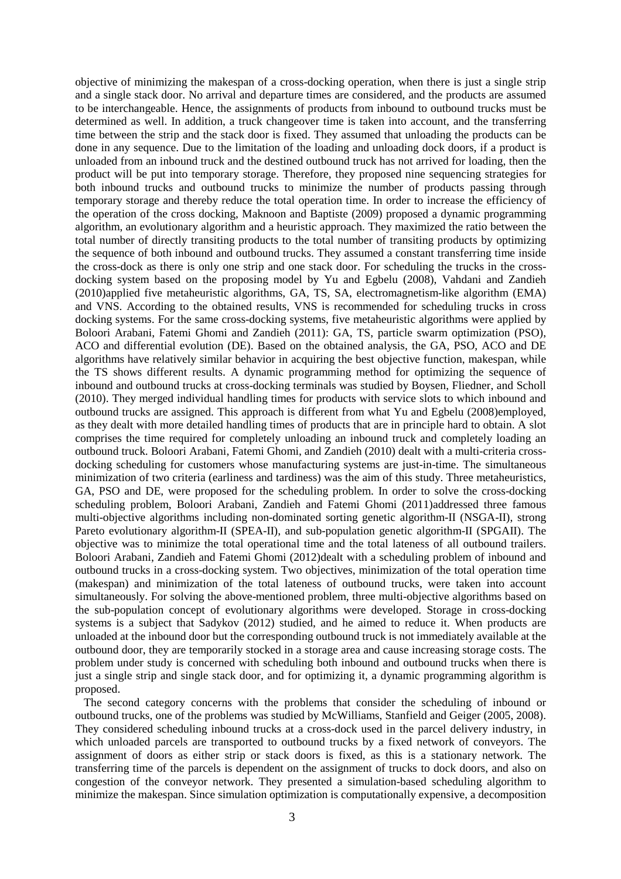objective of minimizing the makespan of a cross-docking operation, when there is just a single strip and a single stack door. No arrival and departure times are considered, and the products are assumed to be interchangeable. Hence, the assignments of products from inbound to outbound trucks must be determined as well. In addition, a truck changeover time is taken into account, and the transferring time between the strip and the stack door is fixed. They assumed that unloading the products can be done in any sequence. Due to the limitation of the loading and unloading dock doors, if a product is unloaded from an inbound truck and the destined outbound truck has not arrived for loading, then the product will be put into temporary storage. Therefore, they proposed nine sequencing strategies for both inbound trucks and outbound trucks to minimize the number of products passing through temporary storage and thereby reduce the total operation time. In order to increase the efficiency of the operation of the cross docking, Maknoon and Baptiste (2009) proposed a dynamic programming algorithm, an evolutionary algorithm and a heuristic approach. They maximized the ratio between the total number of directly transiting products to the total number of transiting products by optimizing the sequence of both inbound and outbound trucks. They assumed a constant transferring time inside the cross-dock as there is only one strip and one stack door. For scheduling the trucks in the cross-docking system based on the proposing model by Yu and Egbelu (2008), Vahdani and Zandieh (2010)applied five metaheuristic algorithms, GA, TS, SA, electromagnetism-like algorithm (EMA) and VNS. According to the obtained results, VNS is recommended for scheduling trucks in cross docking systems. For the same cross-docking systems, five metaheuristic algorithms were applied by Boloori Arabani, Fatemi Ghomi and Zandieh (2011): GA, TS, particle swarm optimization (PSO), ACO and differential evolution (DE). Based on the obtained analysis, the GA, PSO, ACO and DE algorithms have relatively similar behavior in acquiring the best objective function, makespan, while the TS shows different results. A dynamic programming method for optimizing the sequence of inbound and outbound trucks at cross-docking terminals was studied by Boysen, Fliedner, and Scholl (2010). They merged individual handling times for products with service slots to which inbound and outbound trucks are assigned. This approach is different from what Yu and Egbelu (2008)employed, as they dealt with more detailed handling times of products that are in principle hard to obtain. A slot comprises the time required for completely unloading an inbound truck and completely loading an outbound truck. Boloori Arabani, Fatemi Ghomi, and Zandieh (2010) dealt with a multi-criteria cross-docking scheduling for customers whose manufacturing systems are just-in-time. The simultaneous minimization of two criteria (earliness and tardiness) was the aim of this study. Three metaheuristics, GA, PSO and DE, were proposed for the scheduling problem. In order to solve the cross-docking scheduling problem, Boloori Arabani, Zandieh and Fatemi Ghomi (2011)addressed three famous multi-objective algorithms including non-dominated sorting genetic algorithm-II (NSGA-II), strong Pareto evolutionary algorithm-II (SPEA-II), and sub-population genetic algorithm-II (SPGAII). The objective was to minimize the total operational time and the total lateness of all outbound trailers. Boloori Arabani, Zandieh and Fatemi Ghomi (2012)dealt with a scheduling problem of inbound and outbound trucks in a cross-docking system. Two objectives, minimization of the total operation time (makespan) and minimization of the total lateness of outbound trucks, were taken into account simultaneously. For solving the above-mentioned problem, three multi-objective algorithms based on the sub-population concept of evolutionary algorithms were developed. Storage in cross-docking systems is a subject that Sadykov (2012) studied, and he aimed to reduce it. When products are unloaded at the inbound door but the corresponding outbound truck is not immediately available at the outbound door, they are temporarily stocked in a storage area and cause increasing storage costs. The problem under study is concerned with scheduling both inbound and outbound trucks when there is just a single strip and single stack door, and for optimizing it, a dynamic programming algorithm is proposed.

The second category concerns with the problems that consider the scheduling of inbound or outbound trucks, one of the problems was studied by McWilliams, Stanfield and Geiger (2005, 2008). They considered scheduling inbound trucks at a cross-dock used in the parcel delivery industry, in which unloaded parcels are transported to outbound trucks by a fixed network of conveyors. The assignment of doors as either strip or stack doors is fixed, as this is a stationary network. The transferring time of the parcels is dependent on the assignment of trucks to dock doors, and also on congestion of the conveyor network. They presented a simulation-based scheduling algorithm to minimize the makespan. Since simulation optimization is computationally expensive, a decomposition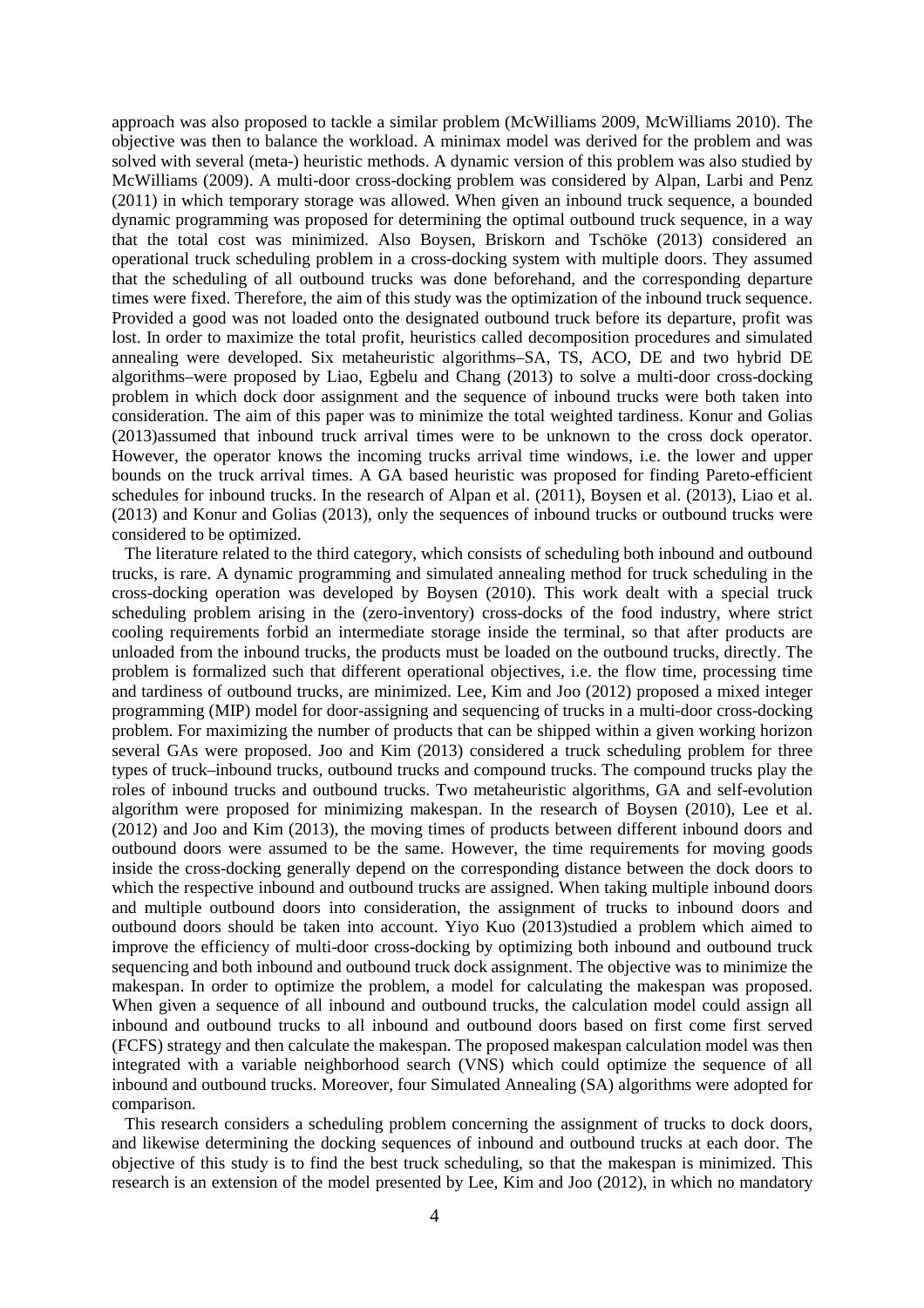approach was also proposed to tackle a similar problem (McWilliams 2009, McWilliams 2010). The objective was then to balance the workload. A minimax model was derived for the problem and was solved with several (meta-) heuristic methods. A dynamic version of this problem was also studied by McWilliams (2009). A multi-door cross-docking problem was considered by Alpan, Larbi and Penz (2011) in which temporary storage was allowed. When given an inbound truck sequence, a bounded dynamic programming was proposed for determining the optimal outbound truck sequence, in a way that the total cost was minimized. Also Boysen, Briskorn and Tschöke (2013) considered an operational truck scheduling problem in a cross-docking system with multiple doors. They assumed that the scheduling of all outbound trucks was done beforehand, and the corresponding departure times were fixed. Therefore, the aim of this study was the optimization of the inbound truck sequence. Provided a good was not loaded onto the designated outbound truck before its departure, profit was lost. In order to maximize the total profit, heuristics called decomposition procedures and simulated annealing were developed. Six metaheuristic algorithms–SA, TS, ACO, DE and two hybrid DE algorithms–were proposed by Liao, Egbelu and Chang (2013) to solve a multi-door cross-docking problem in which dock door assignment and the sequence of inbound trucks were both taken into consideration. The aim of this paper was to minimize the total weighted tardiness. Konur and Golias (2013)assumed that inbound truck arrival times were to be unknown to the cross dock operator. However, the operator knows the incoming trucks arrival time windows, i.e. the lower and upper bounds on the truck arrival times. A GA based heuristic was proposed for finding Pareto-efficient schedules for inbound trucks. In the research of Alpan et al. (2011), Boysen et al. (2013), Liao et al. (2013) and Konur and Golias (2013), only the sequences of inbound trucks or outbound trucks were considered to be optimized.

The literature related to the third category, which consists of scheduling both inbound and outbound trucks, is rare. A dynamic programming and simulated annealing method for truck scheduling in the cross-docking operation was developed by Boysen (2010). This work dealt with a special truck scheduling problem arising in the (zero-inventory) cross-docks of the food industry, where strict cooling requirements forbid an intermediate storage inside the terminal, so that after products are unloaded from the inbound trucks, the products must be loaded on the outbound trucks, directly. The problem is formalized such that different operational objectives, i.e. the flow time, processing time and tardiness of outbound trucks, are minimized. Lee, Kim and Joo (2012) proposed a mixed integer programming (MIP) model for door-assigning and sequencing of trucks in a multi-door cross-docking problem. For maximizing the number of products that can be shipped within a given working horizon several GAs were proposed. Joo and Kim (2013) considered a truck scheduling problem for three types of truck–inbound trucks, outbound trucks and compound trucks. The compound trucks play the roles of inbound trucks and outbound trucks. Two metaheuristic algorithms, GA and self-evolution algorithm were proposed for minimizing makespan. In the research of Boysen (2010), Lee et al. (2012) and Joo and Kim (2013), the moving times of products between different inbound doors and outbound doors were assumed to be the same. However, the time requirements for moving goods inside the cross-docking generally depend on the corresponding distance between the dock doors to which the respective inbound and outbound trucks are assigned. When taking multiple inbound doors and multiple outbound doors into consideration, the assignment of trucks to inbound doors and outbound doors should be taken into account. Yiyo Kuo (2013)studied a problem which aimed to improve the efficiency of multi-door cross-docking by optimizing both inbound and outbound truck sequencing and both inbound and outbound truck dock assignment. The objective was to minimize the makespan. In order to optimize the problem, a model for calculating the makespan was proposed. When given a sequence of all inbound and outbound trucks, the calculation model could assign all inbound and outbound trucks to all inbound and outbound doors based on first come first served (FCFS) strategy and then calculate the makespan. The proposed makespan calculation model was then integrated with a variable neighborhood search (VNS) which could optimize the sequence of all inbound and outbound trucks. Moreover, four Simulated Annealing (SA) algorithms were adopted for comparison.

This research considers a scheduling problem concerning the assignment of trucks to dock doors, and likewise determining the docking sequences of inbound and outbound trucks at each door. The objective of this study is to find the best truck scheduling, so that the makespan is minimized. This research is an extension of the model presented by Lee, Kim and Joo (2012), in which no mandatory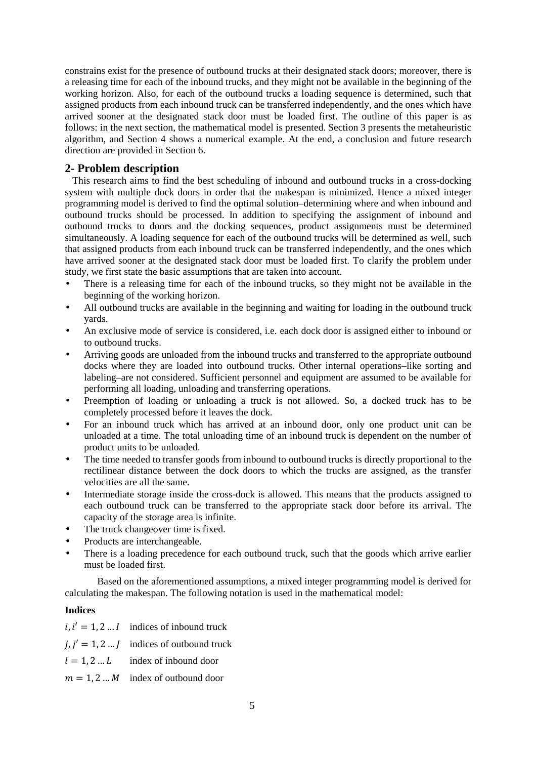constrains exist for the presence of outbound trucks at their designated stack doors; moreover, there is a releasing time for each of the inbound trucks, and they might not be available in the beginning of the working horizon. Also, for each of the outbound trucks a loading sequence is determined, such that assigned products from each inbound truck can be transferred independently, and the ones which have arrived sooner at the designated stack door must be loaded first. The outline of this paper is as follows: in the next section, the mathematical model is presented. Section 3 presents the metaheuristic algorithm, and Section 4 shows a numerical example. At the end, a conclusion and future research direction are provided in Section 6.

## 2- Problem description

This research aims to find the best scheduling of inbound and outbound trucks in a cross-docking system with multiple dock doors in order that the makespan is minimized. Hence a mixed integer programming model is derived to find the optimal solution–determining where and when inbound and outbound trucks should be processed. In addition to specifying the assignment of inbound and outbound trucks to doors and the docking sequences, product assignments must be determined simultaneously. A loading sequence for each of the outbound trucks will be determined as well, such that assigned products from each inbound truck can be transferred independently, and the ones which have arrived sooner at the designated stack door must be loaded first. To clarify the problem under study, we first state the basic assumptions that are taken into account.

- There is a releasing time for each of the inbound trucks, so they might not be available in the beginning of the working horizon.
- All outbound trucks are available in the beginning and waiting for loading in the outbound truck yards.
- An exclusive mode of service is considered, i.e. each dock door is assigned either to inbound or to outbound trucks.
- Arriving goods are unloaded from the inbound trucks and transferred to the appropriate outbound docks where they are loaded into outbound trucks. Other internal operations–like sorting and labeling–are not considered. Sufficient personnel and equipment are assumed to be available for performing all loading, unloading and transferring operations.
- Preemption of loading or unloading a truck is not allowed. So, a docked truck has to be completely processed before it leaves the dock.
- For an inbound truck which has arrived at an inbound door, only one product unit can be unloaded at a time. The total unloading time of an inbound truck is dependent on the number of product units to be unloaded.
- The time needed to transfer goods from inbound to outbound trucks is directly proportional to the rectilinear distance between the dock doors to which the trucks are assigned, as the transfer velocities are all the same.
- Intermediate storage inside the cross-dock is allowed. This means that the products assigned to each outbound truck can be transferred to the appropriate stack door before its arrival. The capacity of the storage area is infinite.
- The truck changeover time is fixed.
- Products are interchangeable.
- There is a loading precedence for each outbound truck, such that the goods which arrive earlier must be loaded first.

Based on the aforementioned assumptions, a mixed integer programming model is derived for calculating the makespan. The following notation is used in the mathematical model:

**Indices**

$i, i' = 1, 2 \ldots I$ indices of inbound truck

$j, j' = 1, 2 \ldots J$ indices of outbound truck

$l = 1, 2 \ldots L$ index of inbound door

$m = 1, 2 \ldots M$ index of outbound door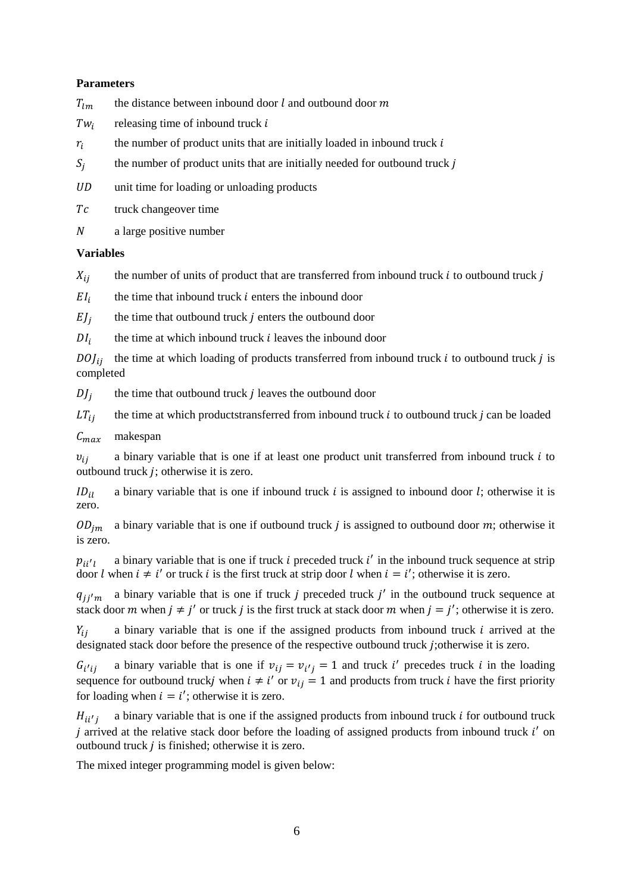**Parameters**

$T_{lm}$ the distance between inbound door $l$ and outbound door $m$

$Tw_i$ releasing time of inbound truck $i$

$r_i$ the number of product units that are initially loaded in inbound truck $i$

$S_j$ the number of product units that are initially needed for outbound truck $j$

$UD$ unit time for loading or unloading products

$Tc$ truck changeover time

$N$ a large positive number

**Variables**

$X_{ij}$ the number of units of product that are transferred from inbound truck $i$ to outbound truck $j$

$EI_i$ the time that inbound truck $i$ enters the inbound door

$EJ_j$ the time that outbound truck $j$ enters the outbound door

$DI_i$ the time at which inbound truck $i$ leaves the inbound door

$DOJ_{ij}$ the time at which loading of products transferred from inbound truck $i$ to outbound truck $j$ is completed

$DJ_j$ the time that outbound truck $j$ leaves the outbound door

$LT_{ij}$ the time at which productstransferred from inbound truck $i$ to outbound truck $j$ can be loaded

$C_{max}$ makespan

$v_{ij}$ a binary variable that is one if at least one product unit transferred from inbound truck $i$ to outbound truck $j$; otherwise it is zero.

$ID_{il}$ a binary variable that is one if inbound truck $i$ is assigned to inbound door $l$; otherwise it is zero.

$OD_{jm}$ a binary variable that is one if outbound truck $j$ is assigned to outbound door $m$; otherwise it is zero.

$p_{ii'l}$ a binary variable that is one if truck $i$ preceded truck $i'$ in the inbound truck sequence at strip door $l$ when $i \neq i'$ or truck $i$ is the first truck at strip door $l$ when $i = i'$; otherwise it is zero.

$q_{jj'm}$ a binary variable that is one if truck $j$ preceded truck $j'$ in the outbound truck sequence at stack door $m$ when $j \neq j'$ or truck $j$ is the first truck at stack door $m$ when $j = j'$; otherwise it is zero.

$Y_{ij}$ a binary variable that is one if the assigned products from inbound truck $i$ arrived at the designated stack door before the presence of the respective outbound truck $j$;otherwise it is zero.

$G_{i'ij}$ a binary variable that is one if $v_{ij} = v_{i'j} = 1$ and truck $i'$ precedes truck $i$ in the loading sequence for outbound truck$j$ when $i \neq i'$ or $v_{ij} = 1$ and products from truck $i$ have the first priority for loading when $i = i'$; otherwise it is zero.

$H_{ii'j}$ a binary variable that is one if the assigned products from inbound truck $i$ for outbound truck $j$ arrived at the relative stack door before the loading of assigned products from inbound truck $i'$ on outbound truck $j$ is finished; otherwise it is zero.

The mixed integer programming model is given below: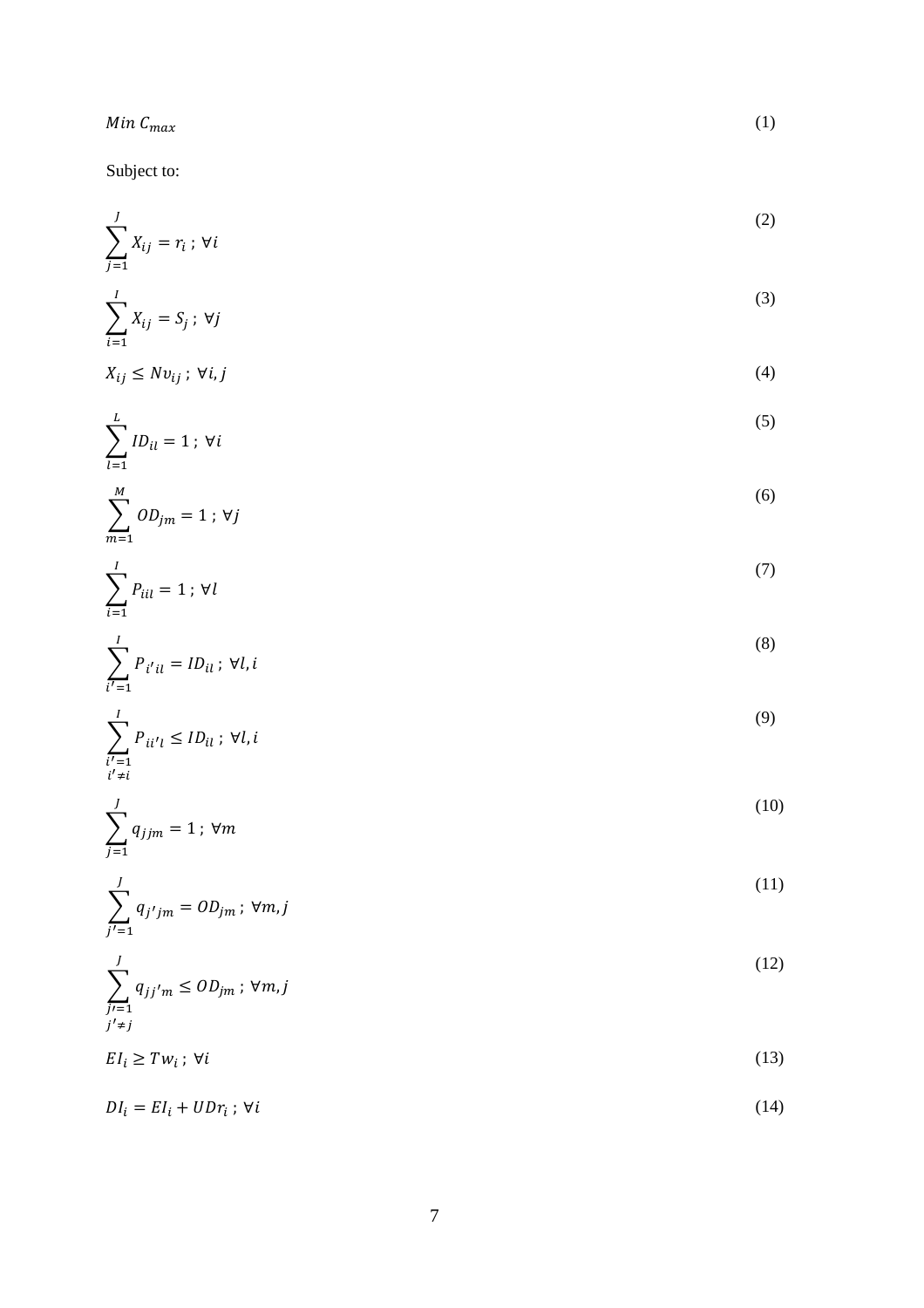$$Min\ C_{max} \tag{1}$$

Subject to:

$$\sum_{j=1}^{J} X_{ij} = r_i\ ;\ \forall i \tag{2}$$

$$\sum_{i=1}^{I} X_{ij} = S_j\ ;\ \forall j \tag{3}$$

$$X_{ij} \leq N v_{ij}\ ;\ \forall i, j \tag{4}$$

$$\sum_{l=1}^{L} ID_{il} = 1\ ;\ \forall i \tag{5}$$

$$\sum_{m=1}^{M} OD_{jm} = 1\ ;\ \forall j \tag{6}$$

$$\sum_{i=1}^{I} P_{iil} = 1\ ;\ \forall l \tag{7}$$

$$\sum_{i'=1}^{I} P_{i'il} = ID_{il}\ ;\ \forall l, i \tag{8}$$

$$\sum_{\substack{i'=1 \\ i' \neq i}}^{I} P_{ii'l} \leq ID_{il}\ ;\ \forall l, i \tag{9}$$

$$\sum_{j=1}^{J} q_{jjm} = 1\ ;\ \forall m \tag{10}$$

$$\sum_{j'=1}^{J} q_{j'jm} = OD_{jm}\ ;\ \forall m, j \tag{11}$$

$$\sum_{\substack{j'=1 \\ j' \neq j}}^{J} q_{jj'm} \leq OD_{jm}\ ;\ \forall m, j \tag{12}$$

$$EI_i \geq Tw_i\ ;\ \forall i \tag{13}$$

$$DI_i = EI_i + UDr_i\ ;\ \forall i \tag{14}$$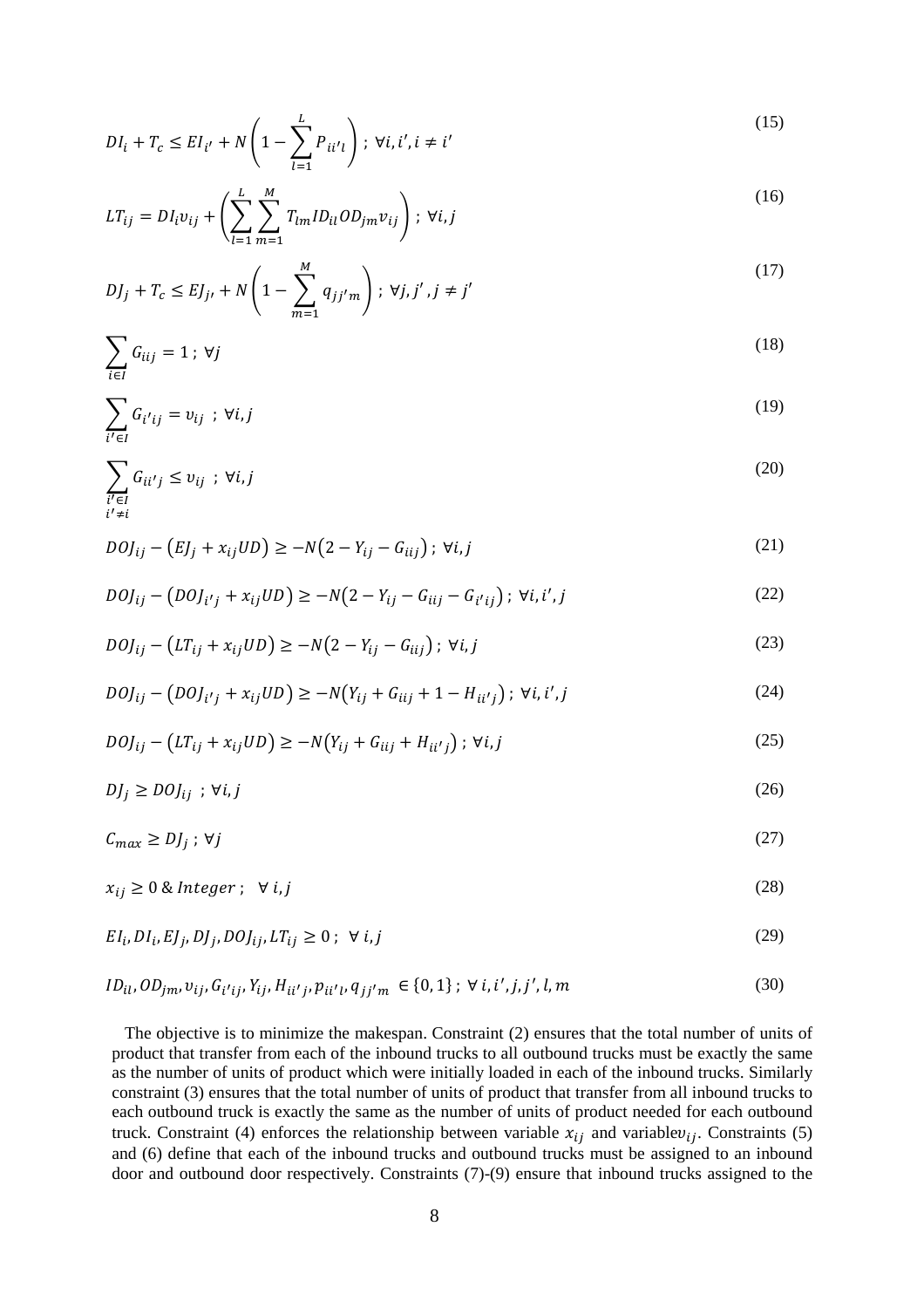$$DI_i + T_c \leq EI_{i'} + N\left(1 - \sum_{l=1}^{L} P_{ii'l}\right) \; ; \; \forall i, i', i \neq i' \tag{15}$$

$$LT_{ij} = DI_i v_{ij} + \left(\sum_{l=1}^{L}\sum_{m=1}^{M} T_{lm} ID_{il} OD_{jm} v_{ij}\right) \; ; \; \forall i, j \tag{16}$$

$$DJ_j + T_c \leq EJ_{j'} + N\left(1 - \sum_{m=1}^{M} q_{jj'm}\right) \; ; \; \forall j, j', j \neq j' \tag{17}$$

$$\sum_{i \in I} G_{iij} = 1 \; ; \; \forall j \tag{18}$$

$$\sum_{i' \in I} G_{i'ij} = v_{ij} \; ; \; \forall i, j \tag{19}$$

$$\sum_{\substack{i' \in I \\ i' \neq i}} G_{ii'j} \leq v_{ij} \; ; \; \forall i, j \tag{20}$$

$$DOJ_{ij} - \left(EJ_j + x_{ij} UD\right) \geq -N\left(2 - Y_{ij} - G_{iij}\right) \; ; \; \forall i, j \tag{21}$$

$$DOJ_{ij} - \left(DOJ_{i'j} + x_{ij} UD\right) \geq -N\left(2 - Y_{ij} - G_{iij} - G_{i'ij}\right) \; ; \; \forall i, i', j \tag{22}$$

$$DOJ_{ij} - \left(LT_{ij} + x_{ij} UD\right) \geq -N\left(2 - Y_{ij} - G_{iij}\right) \; ; \; \forall i, j \tag{23}$$

$$DOJ_{ij} - \left(DOJ_{i'j} + x_{ij} UD\right) \geq -N\left(Y_{ij} + G_{iij} + 1 - H_{ii'j}\right) \; ; \; \forall i, i', j \tag{24}$$

$$DOJ_{ij} - \left(LT_{ij} + x_{ij} UD\right) \geq -N\left(Y_{ij} + G_{iij} + H_{ii'j}\right) \; ; \; \forall i, j \tag{25}$$

$$DJ_j \geq DOJ_{ij} \; ; \; \forall i, j \tag{26}$$

$$C_{max} \geq DJ_j \; ; \; \forall j \tag{27}$$

$$x_{ij} \geq 0 \; \& \; Integer \; ; \; \forall \, i, j \tag{28}$$

$$EI_i, DI_i, EJ_j, DJ_j, DOJ_{ij}, LT_{ij} \geq 0 \; ; \; \forall \, i, j \tag{29}$$

$$ID_{il}, OD_{jm}, v_{ij}, G_{i'ij}, Y_{ij}, H_{ii'j}, p_{ii'l}, q_{jj'm} \in \{0, 1\} \; ; \; \forall \, i, i', j, j', l, m \tag{30}$$

The objective is to minimize the makespan. Constraint (2) ensures that the total number of units of product that transfer from each of the inbound trucks to all outbound trucks must be exactly the same as the number of units of product which were initially loaded in each of the inbound trucks. Similarly constraint (3) ensures that the total number of units of product that transfer from all inbound trucks to each outbound truck is exactly the same as the number of units of product needed for each outbound truck. Constraint (4) enforces the relationship between variable $x_{ij}$ and variable $v_{ij}$. Constraints (5) and (6) define that each of the inbound trucks and outbound trucks must be assigned to an inbound door and outbound door respectively. Constraints (7)-(9) ensure that inbound trucks assigned to the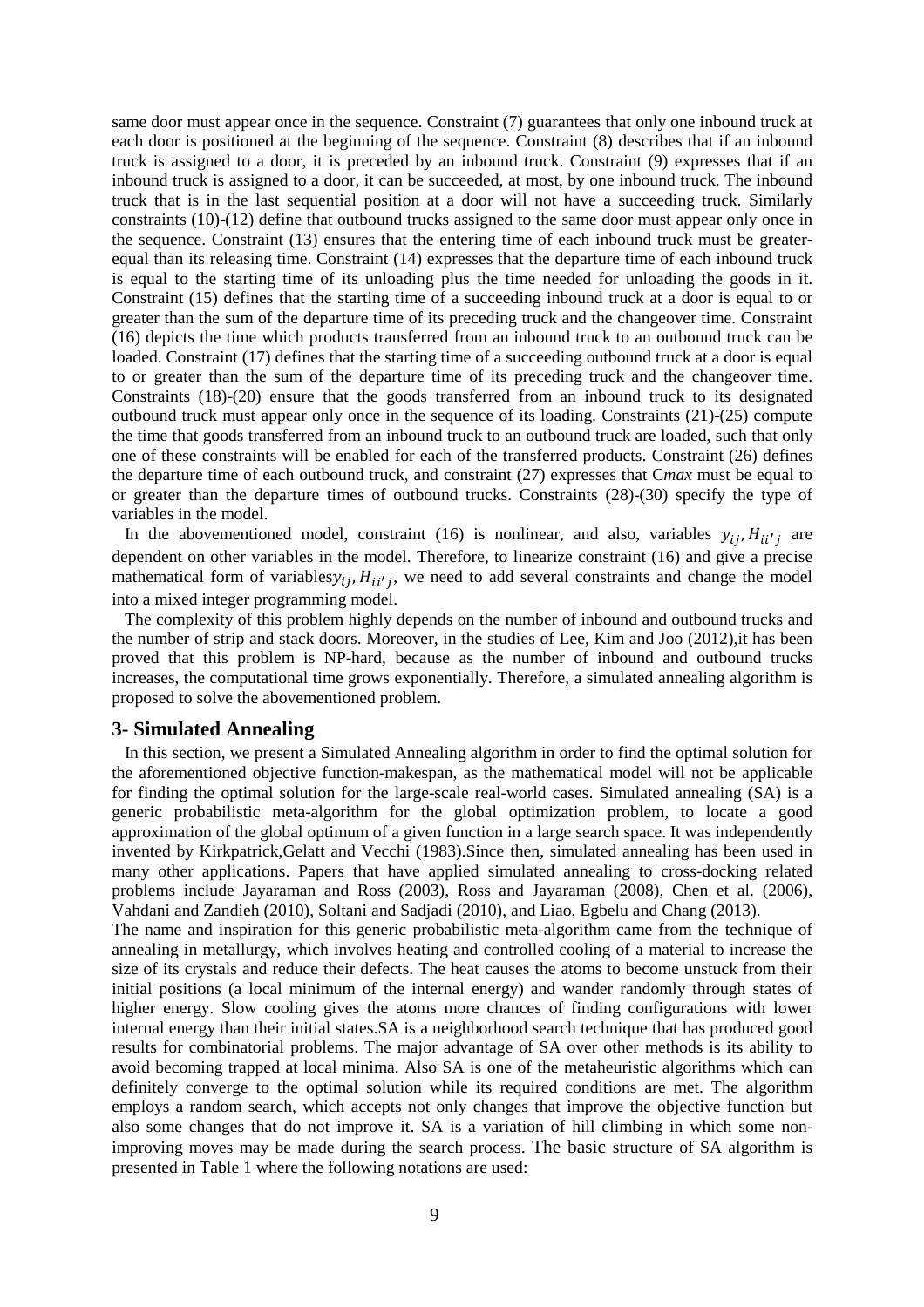same door must appear once in the sequence. Constraint (7) guarantees that only one inbound truck at each door is positioned at the beginning of the sequence. Constraint (8) describes that if an inbound truck is assigned to a door, it is preceded by an inbound truck. Constraint (9) expresses that if an inbound truck is assigned to a door, it can be succeeded, at most, by one inbound truck. The inbound truck that is in the last sequential position at a door will not have a succeeding truck. Similarly constraints (10)-(12) define that outbound trucks assigned to the same door must appear only once in the sequence. Constraint (13) ensures that the entering time of each inbound truck must be greater-equal than its releasing time. Constraint (14) expresses that the departure time of each inbound truck is equal to the starting time of its unloading plus the time needed for unloading the goods in it. Constraint (15) defines that the starting time of a succeeding inbound truck at a door is equal to or greater than the sum of the departure time of its preceding truck and the changeover time. Constraint (16) depicts the time which products transferred from an inbound truck to an outbound truck can be loaded. Constraint (17) defines that the starting time of a succeeding outbound truck at a door is equal to or greater than the sum of the departure time of its preceding truck and the changeover time. Constraints (18)-(20) ensure that the goods transferred from an inbound truck to its designated outbound truck must appear only once in the sequence of its loading. Constraints (21)-(25) compute the time that goods transferred from an inbound truck to an outbound truck are loaded, such that only one of these constraints will be enabled for each of the transferred products. Constraint (26) defines the departure time of each outbound truck, and constraint (27) expresses that C*max* must be equal to or greater than the departure times of outbound trucks. Constraints (28)-(30) specify the type of variables in the model.

In the abovementioned model, constraint (16) is nonlinear, and also, variables $y_{ij}, H_{ii'j}$ are dependent on other variables in the model. Therefore, to linearize constraint (16) and give a precise mathematical form of variables$y_{ij}, H_{ii'j}$, we need to add several constraints and change the model into a mixed integer programming model.

The complexity of this problem highly depends on the number of inbound and outbound trucks and the number of strip and stack doors. Moreover, in the studies of Lee, Kim and Joo (2012),it has been proved that this problem is NP-hard, because as the number of inbound and outbound trucks increases, the computational time grows exponentially. Therefore, a simulated annealing algorithm is proposed to solve the abovementioned problem.

## 3- Simulated Annealing

In this section, we present a Simulated Annealing algorithm in order to find the optimal solution for the aforementioned objective function-makespan, as the mathematical model will not be applicable for finding the optimal solution for the large-scale real-world cases. Simulated annealing (SA) is a generic probabilistic meta-algorithm for the global optimization problem, to locate a good approximation of the global optimum of a given function in a large search space. It was independently invented by Kirkpatrick,Gelatt and Vecchi (1983).Since then, simulated annealing has been used in many other applications. Papers that have applied simulated annealing to cross-docking related problems include Jayaraman and Ross (2003), Ross and Jayaraman (2008), Chen et al. (2006), Vahdani and Zandieh (2010), Soltani and Sadjadi (2010), and Liao, Egbelu and Chang (2013).

The name and inspiration for this generic probabilistic meta-algorithm came from the technique of annealing in metallurgy, which involves heating and controlled cooling of a material to increase the size of its crystals and reduce their defects. The heat causes the atoms to become unstuck from their initial positions (a local minimum of the internal energy) and wander randomly through states of higher energy. Slow cooling gives the atoms more chances of finding configurations with lower internal energy than their initial states.SA is a neighborhood search technique that has produced good results for combinatorial problems. The major advantage of SA over other methods is its ability to avoid becoming trapped at local minima. Also SA is one of the metaheuristic algorithms which can definitely converge to the optimal solution while its required conditions are met. The algorithm employs a random search, which accepts not only changes that improve the objective function but also some changes that do not improve it. SA is a variation of hill climbing in which some non-improving moves may be made during the search process. The basic structure of SA algorithm is presented in Table 1 where the following notations are used: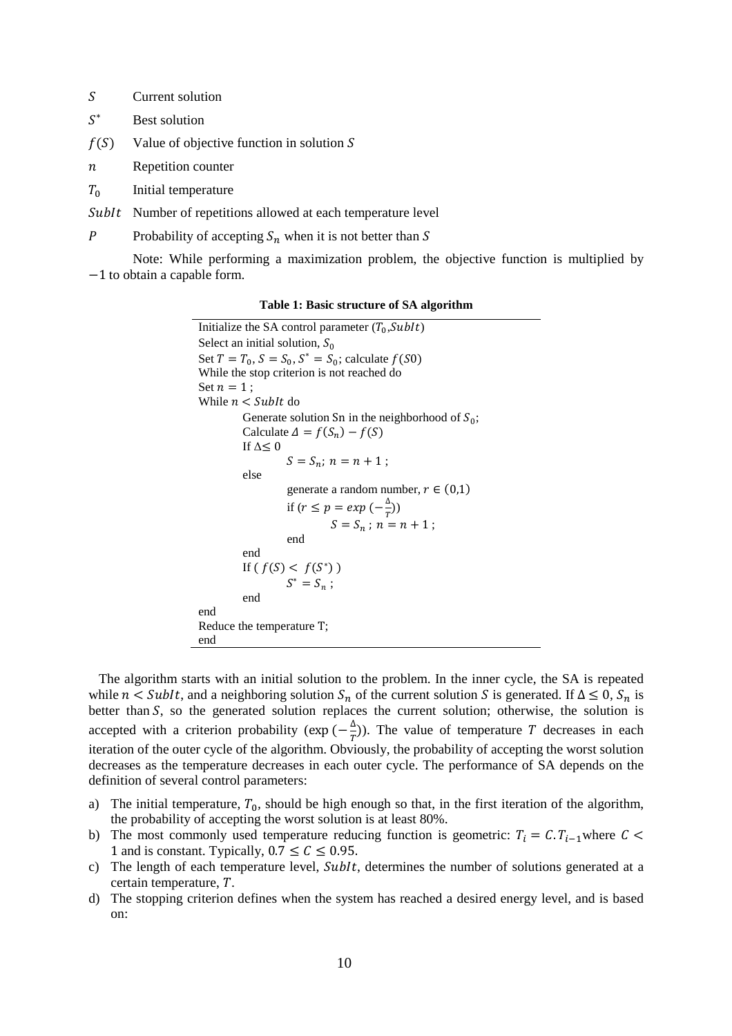$S$ Current solution

$S^*$ Best solution

$f(S)$ Value of objective function in solution $S$

$n$ Repetition counter

$T_0$ Initial temperature

$SubIt$ Number of repetitions allowed at each temperature level

$P$ Probability of accepting $S_n$ when it is not better than $S$

Note: While performing a maximization problem, the objective function is multiplied by $-1$ to obtain a capable form.

**Table 1: Basic structure of SA algorithm**

```
Initialize the SA control parameter (T0, SubIt)
Select an initial solution, S0
Set T = T0, S = S0, S* = S0; calculate f(S0)
While the stop criterion is not reached do
Set n = 1 ;
While n < SubIt do
        Generate solution Sn in the neighborhood of S0;
        Calculate Δ = f(Sn) − f(S)
        If Δ ≤ 0
                S = Sn; n = n + 1 ;
        else
                generate a random number, r ∈ (0,1)
                if (r ≤ p = exp(−Δ/T))
                        S = Sn ; n = n + 1 ;
                end
        end
        If ( f(S) < f(S*) )
                S* = Sn ;
        end
end
Reduce the temperature T;
end
```

The algorithm starts with an initial solution to the problem. In the inner cycle, the SA is repeated while $n < SubIt$, and a neighboring solution $S_n$ of the current solution $S$ is generated. If $\Delta \leq 0$, $S_n$ is better than $S$, so the generated solution replaces the current solution; otherwise, the solution is accepted with a criterion probability ($\exp(-\frac{\Delta}{T})$). The value of temperature $T$ decreases in each iteration of the outer cycle of the algorithm. Obviously, the probability of accepting the worst solution decreases as the temperature decreases in each outer cycle. The performance of SA depends on the definition of several control parameters:

a) The initial temperature, $T_0$, should be high enough so that, in the first iteration of the algorithm, the probability of accepting the worst solution is at least 80%.
b) The most commonly used temperature reducing function is geometric: $T_i = C.T_{i-1}$ where $C < 1$ and is constant. Typically, $0.7 \leq C \leq 0.95$.
c) The length of each temperature level, $SubIt$, determines the number of solutions generated at a certain temperature, $T$.
d) The stopping criterion defines when the system has reached a desired energy level, and is based on: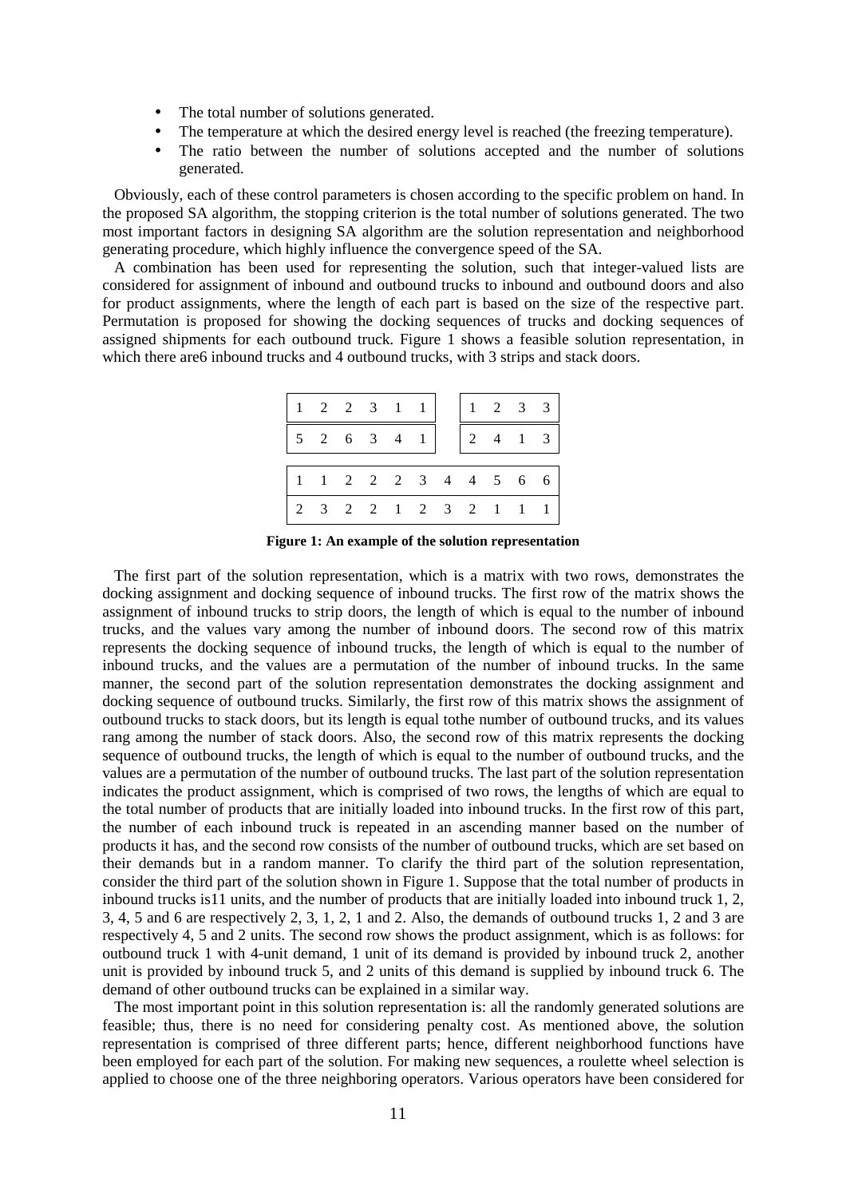- The total number of solutions generated.
- The temperature at which the desired energy level is reached (the freezing temperature).
- The ratio between the number of solutions accepted and the number of solutions generated.

Obviously, each of these control parameters is chosen according to the specific problem on hand. In the proposed SA algorithm, the stopping criterion is the total number of solutions generated. The two most important factors in designing SA algorithm are the solution representation and neighborhood generating procedure, which highly influence the convergence speed of the SA.

A combination has been used for representing the solution, such that integer-valued lists are considered for assignment of inbound and outbound trucks to inbound and outbound doors and also for product assignments, where the length of each part is based on the size of the respective part. Permutation is proposed for showing the docking sequences of trucks and docking sequences of assigned shipments for each outbound truck. Figure 1 shows a feasible solution representation, in which there are6 inbound trucks and 4 outbound trucks, with 3 strips and stack doors.

| 1 | 2 | 2 | 3 | 1 | 1 |
|---|---|---|---|---|---|
| 5 | 2 | 6 | 3 | 4 | 1 |

| 1 | 2 | 3 | 3 |
|---|---|---|---|
| 2 | 4 | 1 | 3 |

| 1 | 1 | 2 | 2 | 2 | 3 | 4 | 4 | 5 | 6 | 6 |
|---|---|---|---|---|---|---|---|---|---|---|
| 2 | 3 | 2 | 2 | 1 | 2 | 3 | 2 | 1 | 1 | 1 |

**Figure 1: An example of the solution representation**

The first part of the solution representation, which is a matrix with two rows, demonstrates the docking assignment and docking sequence of inbound trucks. The first row of the matrix shows the assignment of inbound trucks to strip doors, the length of which is equal to the number of inbound trucks, and the values vary among the number of inbound doors. The second row of this matrix represents the docking sequence of inbound trucks, the length of which is equal to the number of inbound trucks, and the values are a permutation of the number of inbound trucks. In the same manner, the second part of the solution representation demonstrates the docking assignment and docking sequence of outbound trucks. Similarly, the first row of this matrix shows the assignment of outbound trucks to stack doors, but its length is equal tothe number of outbound trucks, and its values rang among the number of stack doors. Also, the second row of this matrix represents the docking sequence of outbound trucks, the length of which is equal to the number of outbound trucks, and the values are a permutation of the number of outbound trucks. The last part of the solution representation indicates the product assignment, which is comprised of two rows, the lengths of which are equal to the total number of products that are initially loaded into inbound trucks. In the first row of this part, the number of each inbound truck is repeated in an ascending manner based on the number of products it has, and the second row consists of the number of outbound trucks, which are set based on their demands but in a random manner. To clarify the third part of the solution representation, consider the third part of the solution shown in Figure 1. Suppose that the total number of products in inbound trucks is11 units, and the number of products that are initially loaded into inbound truck 1, 2, 3, 4, 5 and 6 are respectively 2, 3, 1, 2, 1 and 2. Also, the demands of outbound trucks 1, 2 and 3 are respectively 4, 5 and 2 units. The second row shows the product assignment, which is as follows: for outbound truck 1 with 4-unit demand, 1 unit of its demand is provided by inbound truck 2, another unit is provided by inbound truck 5, and 2 units of this demand is supplied by inbound truck 6. The demand of other outbound trucks can be explained in a similar way.

The most important point in this solution representation is: all the randomly generated solutions are feasible; thus, there is no need for considering penalty cost. As mentioned above, the solution representation is comprised of three different parts; hence, different neighborhood functions have been employed for each part of the solution. For making new sequences, a roulette wheel selection is applied to choose one of the three neighboring operators. Various operators have been considered for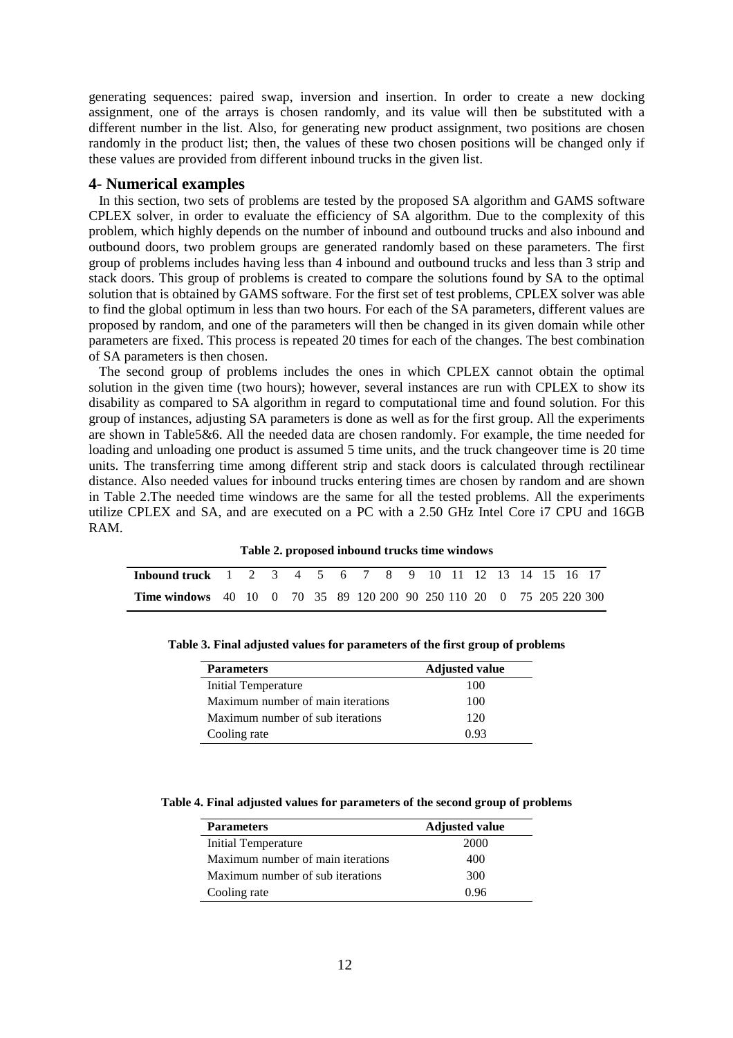generating sequences: paired swap, inversion and insertion. In order to create a new docking assignment, one of the arrays is chosen randomly, and its value will then be substituted with a different number in the list. Also, for generating new product assignment, two positions are chosen randomly in the product list; then, the values of these two chosen positions will be changed only if these values are provided from different inbound trucks in the given list.

## 4- Numerical examples

In this section, two sets of problems are tested by the proposed SA algorithm and GAMS software CPLEX solver, in order to evaluate the efficiency of SA algorithm. Due to the complexity of this problem, which highly depends on the number of inbound and outbound trucks and also inbound and outbound doors, two problem groups are generated randomly based on these parameters. The first group of problems includes having less than 4 inbound and outbound trucks and less than 3 strip and stack doors. This group of problems is created to compare the solutions found by SA to the optimal solution that is obtained by GAMS software. For the first set of test problems, CPLEX solver was able to find the global optimum in less than two hours. For each of the SA parameters, different values are proposed by random, and one of the parameters will then be changed in its given domain while other parameters are fixed. This process is repeated 20 times for each of the changes. The best combination of SA parameters is then chosen.

The second group of problems includes the ones in which CPLEX cannot obtain the optimal solution in the given time (two hours); however, several instances are run with CPLEX to show its disability as compared to SA algorithm in regard to computational time and found solution. For this group of instances, adjusting SA parameters is done as well as for the first group. All the experiments are shown in Table5&6. All the needed data are chosen randomly. For example, the time needed for loading and unloading one product is assumed 5 time units, and the truck changeover time is 20 time units. The transferring time among different strip and stack doors is calculated through rectilinear distance. Also needed values for inbound trucks entering times are chosen by random and are shown in Table 2.The needed time windows are the same for all the tested problems. All the experiments utilize CPLEX and SA, and are executed on a PC with a 2.50 GHz Intel Core i7 CPU and 16GB RAM.

**Table 2. proposed inbound trucks time windows**

| **Inbound truck** | 1 | 2 | 3 | 4 | 5 | 6 | 7 | 8 | 9 | 10 | 11 | 12 | 13 | 14 | 15 | 16 | 17 |
|---|---|---|---|---|---|---|---|---|---|---|---|---|---|---|---|---|---|
| **Time windows** | 40 | 10 | 0 | 70 | 35 | 89 | 120 | 200 | 90 | 250 | 110 | 20 | 0 | 75 | 205 | 220 | 300 |

**Table 3. Final adjusted values for parameters of the first group of problems**

| **Parameters** | **Adjusted value** |
|---|---|
| Initial Temperature | 100 |
| Maximum number of main iterations | 100 |
| Maximum number of sub iterations | 120 |
| Cooling rate | 0.93 |

**Table 4. Final adjusted values for parameters of the second group of problems**

| **Parameters** | **Adjusted value** |
|---|---|
| Initial Temperature | 2000 |
| Maximum number of main iterations | 400 |
| Maximum number of sub iterations | 300 |
| Cooling rate | 0.96 |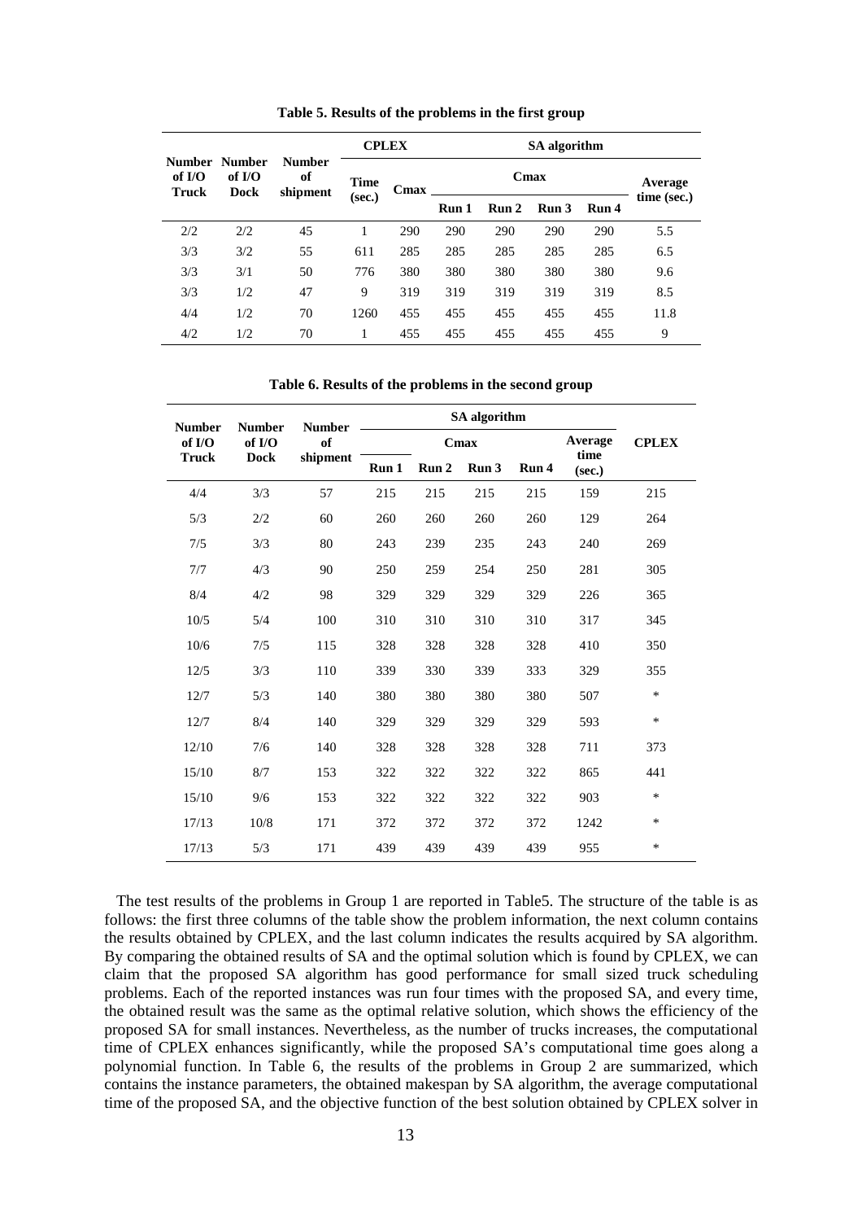**Table 5. Results of the problems in the first group**

| Number of I/O Truck | Number of I/O Dock | Number of shipment | CPLEX | | SA algorithm | | | | |
|---|---|---|---|---|---|---|---|---|---|
| | | | Time (sec.) | Cmax | Cmax | | | | Average time (sec.) |
| | | | | | Run 1 | Run 2 | Run 3 | Run 4 | |
| 2/2 | 2/2 | 45 | 1 | 290 | 290 | 290 | 290 | 290 | 5.5 |
| 3/3 | 3/2 | 55 | 611 | 285 | 285 | 285 | 285 | 285 | 6.5 |
| 3/3 | 3/1 | 50 | 776 | 380 | 380 | 380 | 380 | 380 | 9.6 |
| 3/3 | 1/2 | 47 | 9 | 319 | 319 | 319 | 319 | 319 | 8.5 |
| 4/4 | 1/2 | 70 | 1260 | 455 | 455 | 455 | 455 | 455 | 11.8 |
| 4/2 | 1/2 | 70 | 1 | 455 | 455 | 455 | 455 | 455 | 9 |

**Table 6. Results of the problems in the second group**

| Number of I/O Truck | Number of I/O Dock | Number of shipment | SA algorithm | | | | | CPLEX |
|---|---|---|---|---|---|---|---|---|
| | | | Cmax | | | | Average time (sec.) | |
| | | | Run 1 | Run 2 | Run 3 | Run 4 | | |
| 4/4 | 3/3 | 57 | 215 | 215 | 215 | 215 | 159 | 215 |
| 5/3 | 2/2 | 60 | 260 | 260 | 260 | 260 | 129 | 264 |
| 7/5 | 3/3 | 80 | 243 | 239 | 235 | 243 | 240 | 269 |
| 7/7 | 4/3 | 90 | 250 | 259 | 254 | 250 | 281 | 305 |
| 8/4 | 4/2 | 98 | 329 | 329 | 329 | 329 | 226 | 365 |
| 10/5 | 5/4 | 100 | 310 | 310 | 310 | 310 | 317 | 345 |
| 10/6 | 7/5 | 115 | 328 | 328 | 328 | 328 | 410 | 350 |
| 12/5 | 3/3 | 110 | 339 | 330 | 339 | 333 | 329 | 355 |
| 12/7 | 5/3 | 140 | 380 | 380 | 380 | 380 | 507 | * |
| 12/7 | 8/4 | 140 | 329 | 329 | 329 | 329 | 593 | * |
| 12/10 | 7/6 | 140 | 328 | 328 | 328 | 328 | 711 | 373 |
| 15/10 | 8/7 | 153 | 322 | 322 | 322 | 322 | 865 | 441 |
| 15/10 | 9/6 | 153 | 322 | 322 | 322 | 322 | 903 | * |
| 17/13 | 10/8 | 171 | 372 | 372 | 372 | 372 | 1242 | * |
| 17/13 | 5/3 | 171 | 439 | 439 | 439 | 439 | 955 | * |

The test results of the problems in Group 1 are reported in Table5. The structure of the table is as follows: the first three columns of the table show the problem information, the next column contains the results obtained by CPLEX, and the last column indicates the results acquired by SA algorithm. By comparing the obtained results of SA and the optimal solution which is found by CPLEX, we can claim that the proposed SA algorithm has good performance for small sized truck scheduling problems. Each of the reported instances was run four times with the proposed SA, and every time, the obtained result was the same as the optimal relative solution, which shows the efficiency of the proposed SA for small instances. Nevertheless, as the number of trucks increases, the computational time of CPLEX enhances significantly, while the proposed SA's computational time goes along a polynomial function. In Table 6, the results of the problems in Group 2 are summarized, which contains the instance parameters, the obtained makespan by SA algorithm, the average computational time of the proposed SA, and the objective function of the best solution obtained by CPLEX solver in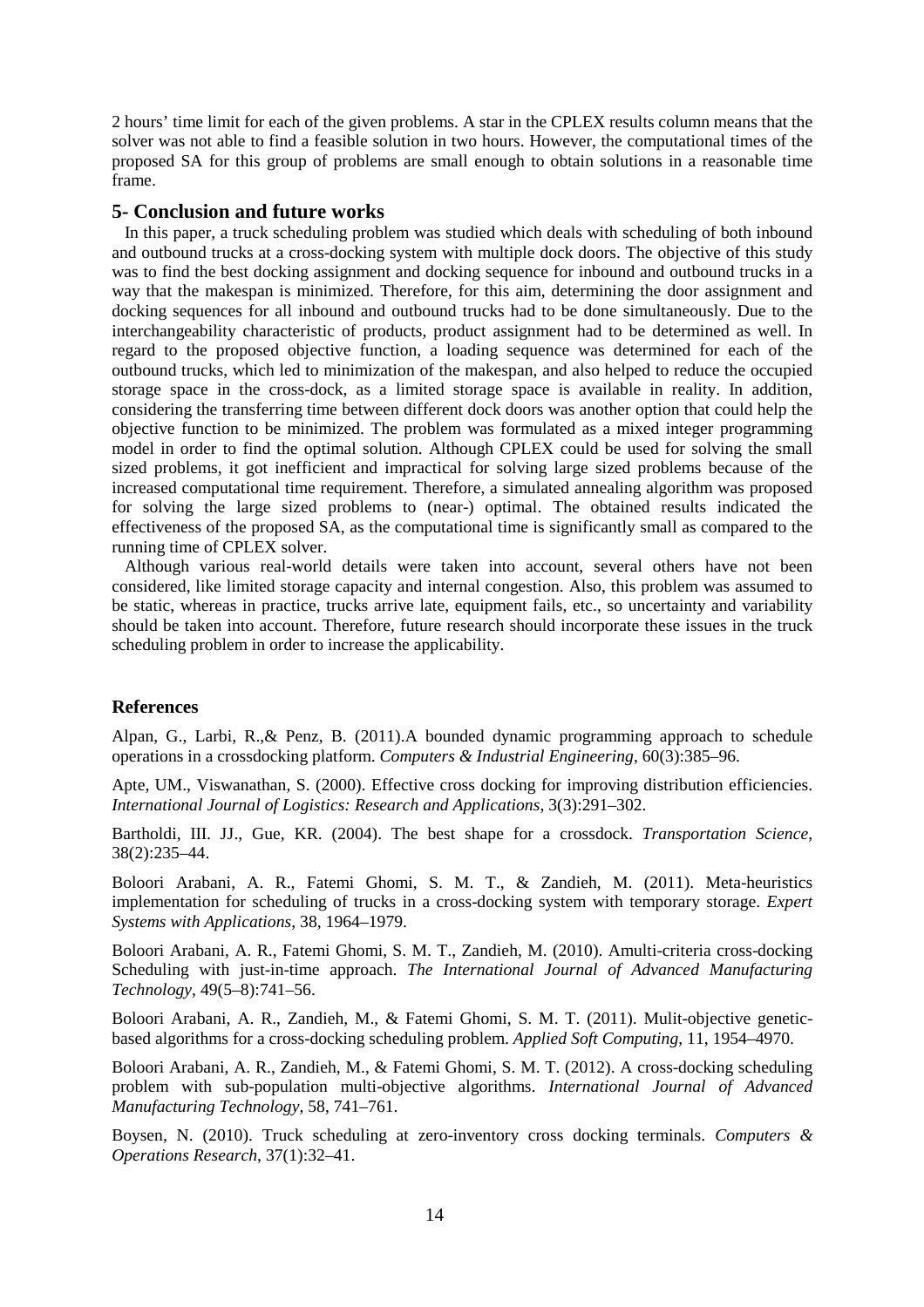2 hours' time limit for each of the given problems. A star in the CPLEX results column means that the solver was not able to find a feasible solution in two hours. However, the computational times of the proposed SA for this group of problems are small enough to obtain solutions in a reasonable time frame.

## 5- Conclusion and future works

In this paper, a truck scheduling problem was studied which deals with scheduling of both inbound and outbound trucks at a cross-docking system with multiple dock doors. The objective of this study was to find the best docking assignment and docking sequence for inbound and outbound trucks in a way that the makespan is minimized. Therefore, for this aim, determining the door assignment and docking sequences for all inbound and outbound trucks had to be done simultaneously. Due to the interchangeability characteristic of products, product assignment had to be determined as well. In regard to the proposed objective function, a loading sequence was determined for each of the outbound trucks, which led to minimization of the makespan, and also helped to reduce the occupied storage space in the cross-dock, as a limited storage space is available in reality. In addition, considering the transferring time between different dock doors was another option that could help the objective function to be minimized. The problem was formulated as a mixed integer programming model in order to find the optimal solution. Although CPLEX could be used for solving the small sized problems, it got inefficient and impractical for solving large sized problems because of the increased computational time requirement. Therefore, a simulated annealing algorithm was proposed for solving the large sized problems to (near-) optimal. The obtained results indicated the effectiveness of the proposed SA, as the computational time is significantly small as compared to the running time of CPLEX solver.

Although various real-world details were taken into account, several others have not been considered, like limited storage capacity and internal congestion. Also, this problem was assumed to be static, whereas in practice, trucks arrive late, equipment fails, etc., so uncertainty and variability should be taken into account. Therefore, future research should incorporate these issues in the truck scheduling problem in order to increase the applicability.

### References

Alpan, G., Larbi, R.,& Penz, B. (2011).A bounded dynamic programming approach to schedule operations in a crossdocking platform. *Computers & Industrial Engineering*, 60(3):385–96.

Apte, UM., Viswanathan, S. (2000). Effective cross docking for improving distribution efficiencies. *International Journal of Logistics: Research and Applications*, 3(3):291–302.

Bartholdi, III. JJ., Gue, KR. (2004). The best shape for a crossdock. *Transportation Science*, 38(2):235–44.

Boloori Arabani, A. R., Fatemi Ghomi, S. M. T., & Zandieh, M. (2011). Meta-heuristics implementation for scheduling of trucks in a cross-docking system with temporary storage. *Expert Systems with Applications*, 38, 1964–1979.

Boloori Arabani, A. R., Fatemi Ghomi, S. M. T., Zandieh, M. (2010). Amulti-criteria cross-docking Scheduling with just-in-time approach. *The International Journal of Advanced Manufacturing Technology*, 49(5–8):741–56.

Boloori Arabani, A. R., Zandieh, M., & Fatemi Ghomi, S. M. T. (2011). Mulit-objective genetic-based algorithms for a cross-docking scheduling problem. *Applied Soft Computing*, 11, 1954–4970.

Boloori Arabani, A. R., Zandieh, M., & Fatemi Ghomi, S. M. T. (2012). A cross-docking scheduling problem with sub-population multi-objective algorithms. *International Journal of Advanced Manufacturing Technology*, 58, 741–761.

Boysen, N. (2010). Truck scheduling at zero-inventory cross docking terminals. *Computers & Operations Research*, 37(1):32–41.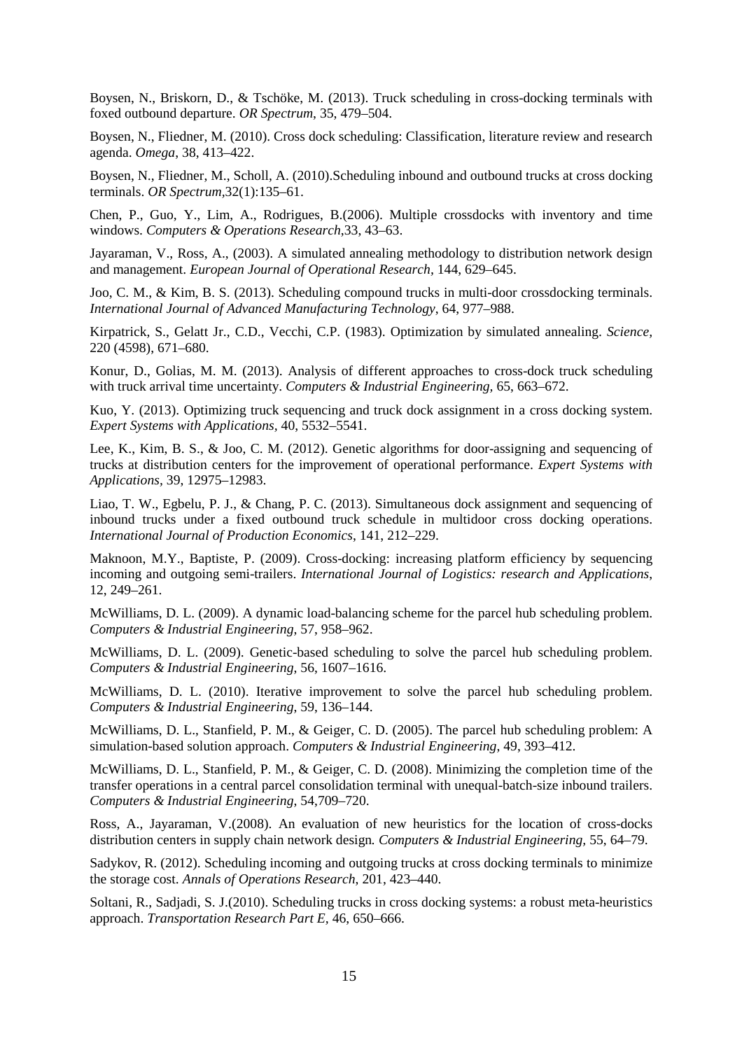Boysen, N., Briskorn, D., & Tschöke, M. (2013). Truck scheduling in cross-docking terminals with foxed outbound departure. *OR Spectrum*, 35, 479–504.

Boysen, N., Fliedner, M. (2010). Cross dock scheduling: Classification, literature review and research agenda. *Omega*, 38, 413–422.

Boysen, N., Fliedner, M., Scholl, A. (2010).Scheduling inbound and outbound trucks at cross docking terminals. *OR Spectrum*,32(1):135–61.

Chen, P., Guo, Y., Lim, A., Rodrigues, B.(2006). Multiple crossdocks with inventory and time windows. *Computers & Operations Research*,33, 43–63.

Jayaraman, V., Ross, A., (2003). A simulated annealing methodology to distribution network design and management. *European Journal of Operational Research*, 144, 629–645.

Joo, C. M., & Kim, B. S. (2013). Scheduling compound trucks in multi-door crossdocking terminals. *International Journal of Advanced Manufacturing Technology*, 64, 977–988.

Kirpatrick, S., Gelatt Jr., C.D., Vecchi, C.P. (1983). Optimization by simulated annealing. *Science*, 220 (4598), 671–680.

Konur, D., Golias, M. M. (2013). Analysis of different approaches to cross-dock truck scheduling with truck arrival time uncertainty. *Computers & Industrial Engineering*, 65, 663–672.

Kuo, Y. (2013). Optimizing truck sequencing and truck dock assignment in a cross docking system. *Expert Systems with Applications*, 40, 5532–5541.

Lee, K., Kim, B. S., & Joo, C. M. (2012). Genetic algorithms for door-assigning and sequencing of trucks at distribution centers for the improvement of operational performance. *Expert Systems with Applications*, 39, 12975–12983.

Liao, T. W., Egbelu, P. J., & Chang, P. C. (2013). Simultaneous dock assignment and sequencing of inbound trucks under a fixed outbound truck schedule in multidoor cross docking operations. *International Journal of Production Economics*, 141, 212–229.

Maknoon, M.Y., Baptiste, P. (2009). Cross-docking: increasing platform efficiency by sequencing incoming and outgoing semi-trailers. *International Journal of Logistics: research and Applications*, 12, 249–261.

McWilliams, D. L. (2009). A dynamic load-balancing scheme for the parcel hub scheduling problem. *Computers & Industrial Engineering*, 57, 958–962.

McWilliams, D. L. (2009). Genetic-based scheduling to solve the parcel hub scheduling problem. *Computers & Industrial Engineering*, 56, 1607–1616.

McWilliams, D. L. (2010). Iterative improvement to solve the parcel hub scheduling problem. *Computers & Industrial Engineering*, 59, 136–144.

McWilliams, D. L., Stanfield, P. M., & Geiger, C. D. (2005). The parcel hub scheduling problem: A simulation-based solution approach. *Computers & Industrial Engineering*, 49, 393–412.

McWilliams, D. L., Stanfield, P. M., & Geiger, C. D. (2008). Minimizing the completion time of the transfer operations in a central parcel consolidation terminal with unequal-batch-size inbound trailers. *Computers & Industrial Engineering*, 54,709–720.

Ross, A., Jayaraman, V.(2008). An evaluation of new heuristics for the location of cross-docks distribution centers in supply chain network design*. Computers & Industrial Engineering*, 55, 64–79.

Sadykov, R. (2012). Scheduling incoming and outgoing trucks at cross docking terminals to minimize the storage cost. *Annals of Operations Research*, 201, 423–440.

Soltani, R., Sadjadi, S. J.(2010). Scheduling trucks in cross docking systems: a robust meta-heuristics approach. *Transportation Research Part E*, 46, 650–666.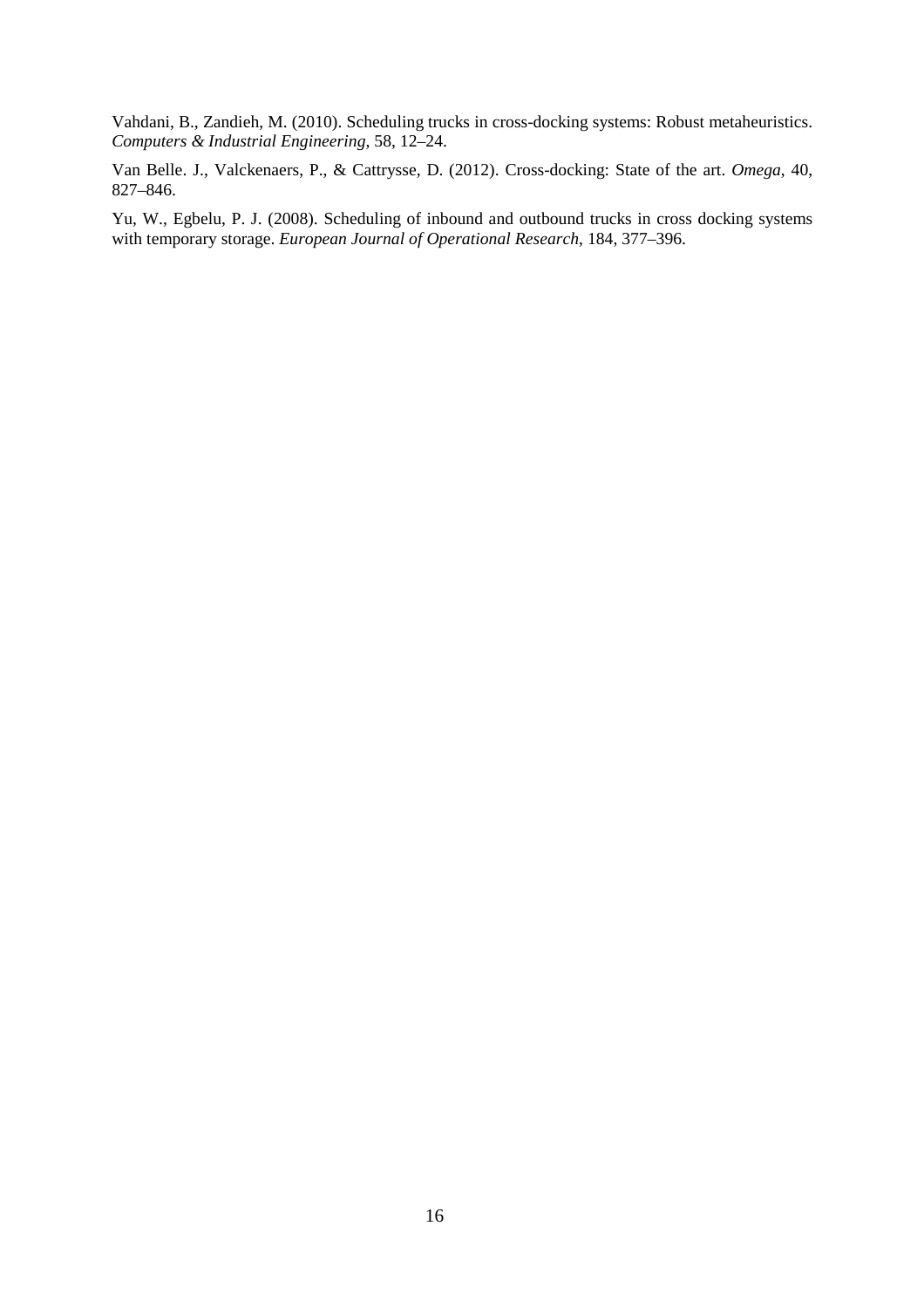Vahdani, B., Zandieh, M. (2010). Scheduling trucks in cross-docking systems: Robust metaheuristics. *Computers & Industrial Engineering*, 58, 12–24.

Van Belle. J., Valckenaers, P., & Cattrysse, D. (2012). Cross-docking: State of the art. *Omega*, 40, 827–846.

Yu, W., Egbelu, P. J. (2008). Scheduling of inbound and outbound trucks in cross docking systems with temporary storage. *European Journal of Operational Research*, 184, 377–396.